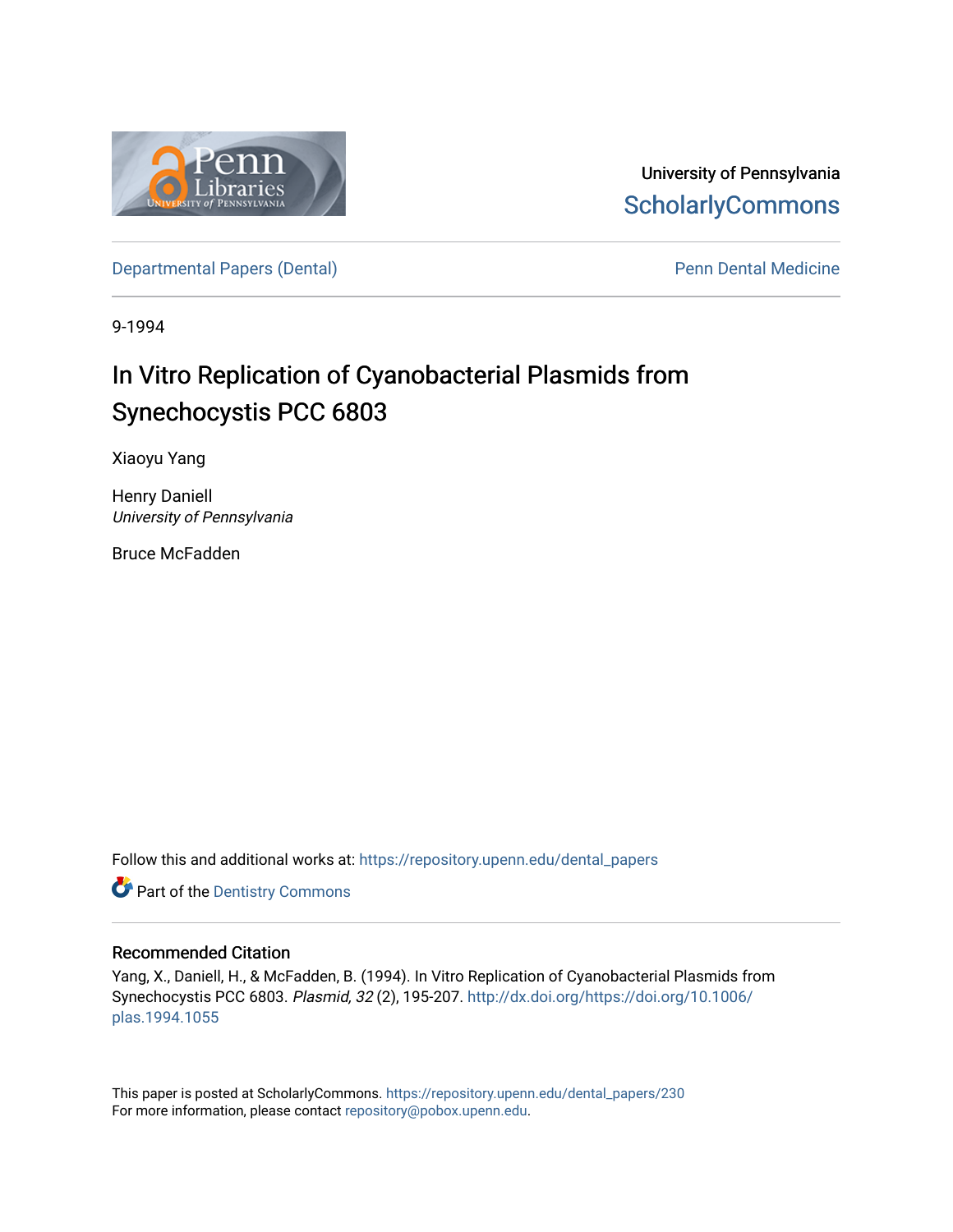University of Pennsylvania
ScholarlyCommons

Departmental Papers (Dental) | Penn Dental Medicine

9-1994

# In Vitro Replication of Cyanobacterial Plasmids from Synechocystis PCC 6803

Xiaoyu Yang

Henry Daniell
*University of Pennsylvania*

Bruce McFadden

Follow this and additional works at: https://repository.upenn.edu/dental_papers

Part of the Dentistry Commons

## Recommended Citation

Yang, X., Daniell, H., & McFadden, B. (1994). In Vitro Replication of Cyanobacterial Plasmids from Synechocystis PCC 6803. *Plasmid, 32* (2), 195-207. http://dx.doi.org/https://doi.org/10.1006/plas.1994.1055

This paper is posted at ScholarlyCommons. https://repository.upenn.edu/dental_papers/230
For more information, please contact repository@pobox.upenn.edu.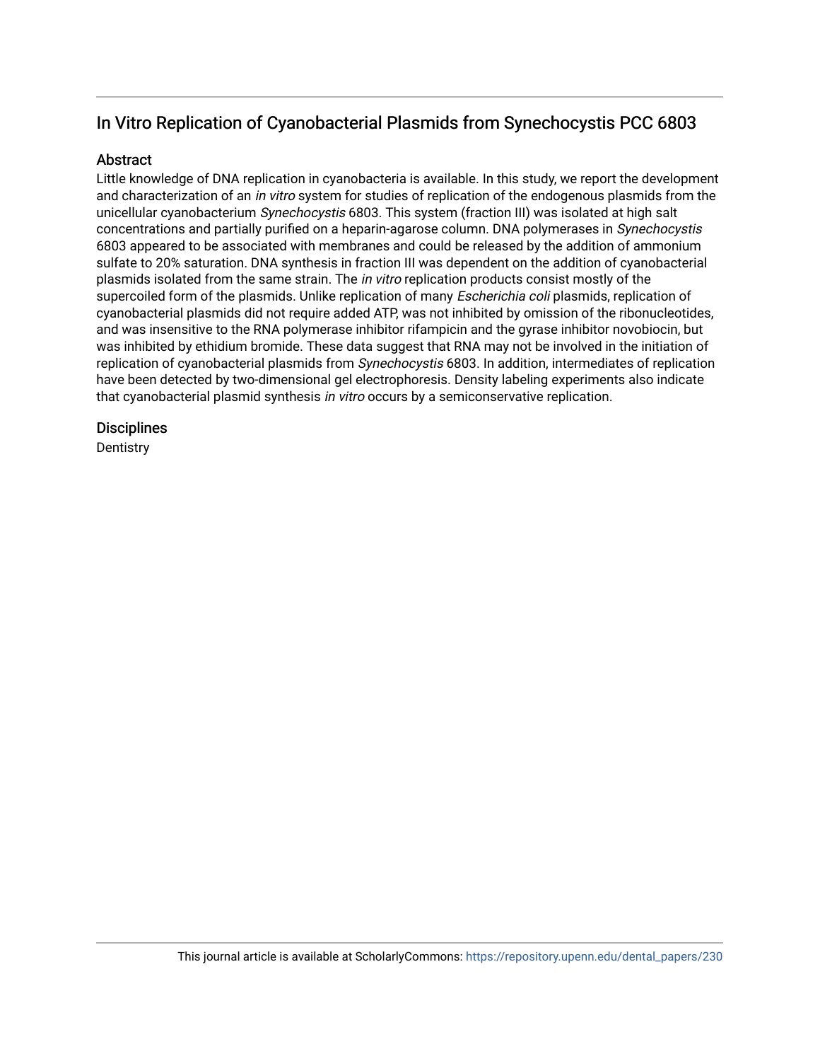# In Vitro Replication of Cyanobacterial Plasmids from Synechocystis PCC 6803

## Abstract

Little knowledge of DNA replication in cyanobacteria is available. In this study, we report the development and characterization of an *in vitro* system for studies of replication of the endogenous plasmids from the unicellular cyanobacterium *Synechocystis* 6803. This system (fraction III) was isolated at high salt concentrations and partially purified on a heparin-agarose column. DNA polymerases in *Synechocystis* 6803 appeared to be associated with membranes and could be released by the addition of ammonium sulfate to 20% saturation. DNA synthesis in fraction III was dependent on the addition of cyanobacterial plasmids isolated from the same strain. The *in vitro* replication products consist mostly of the supercoiled form of the plasmids. Unlike replication of many *Escherichia coli* plasmids, replication of cyanobacterial plasmids did not require added ATP, was not inhibited by omission of the ribonucleotides, and was insensitive to the RNA polymerase inhibitor rifampicin and the gyrase inhibitor novobiocin, but was inhibited by ethidium bromide. These data suggest that RNA may not be involved in the initiation of replication of cyanobacterial plasmids from *Synechocystis* 6803. In addition, intermediates of replication have been detected by two-dimensional gel electrophoresis. Density labeling experiments also indicate that cyanobacterial plasmid synthesis *in vitro* occurs by a semiconservative replication.

## Disciplines

Dentistry

This journal article is available at ScholarlyCommons: https://repository.upenn.edu/dental_papers/230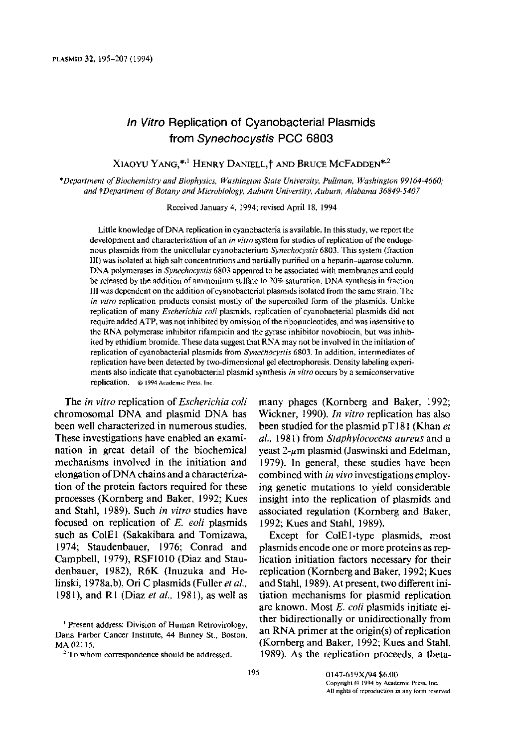# *In Vitro* Replication of Cyanobacterial Plasmids from *Synechocystis* PCC 6803

XIAOYU YANG,*[,1] HENRY DANIELL,† AND BRUCE MCFADDEN*[,2]

*Department of Biochemistry and Biophysics, Washington State University, Pullman, Washington 99164-4660; and †Department of Botany and Microbiology, Auburn University, Auburn, Alabama 36849-5407

Received January 4, 1994; revised April 18, 1994

Little knowledge of DNA replication in cyanobacteria is available. In this study, we report the development and characterization of an *in vitro* system for studies of replication of the endogenous plasmids from the unicellular cyanobacterium *Synechocystis* 6803. This system (fraction III) was isolated at high salt concentrations and partially purified on a heparin–agarose column. DNA polymerases in *Synechocystis* 6803 appeared to be associated with membranes and could be released by the addition of ammonium sulfate to 20% saturation. DNA synthesis in fraction III was dependent on the addition of cyanobacterial plasmids isolated from the same strain. The *in vitro* replication products consist mostly of the supercoiled form of the plasmids. Unlike replication of many *Escherichia coli* plasmids, replication of cyanobacterial plasmids did not require added ATP, was not inhibited by omission of the ribonucleotides, and was insensitive to the RNA polymerase inhibitor rifampicin and the gyrase inhibitor novobiocin, but was inhibited by ethidium bromide. These data suggest that RNA may not be involved in the initiation of replication of cyanobacterial plasmids from *Synechocystis* 6803. In addition, intermediates of replication have been detected by two-dimensional gel electrophoresis. Density labeling experiments also indicate that cyanobacterial plasmid synthesis *in vitro* occurs by a semiconservative replication. © 1994 Academic Press, Inc.

The *in vitro* replication of *Escherichia coli* chromosomal DNA and plasmid DNA has been well characterized in numerous studies. These investigations have enabled an examination in great detail of the biochemical mechanisms involved in the initiation and elongation of DNA chains and a characterization of the protein factors required for these processes (Kornberg and Baker, 1992; Kues and Stahl, 1989). Such *in vitro* studies have focused on replication of *E. coli* plasmids such as ColE1 (Sakakibara and Tomizawa, 1974; Staudenbauer, 1976; Conrad and Campbell, 1979), RSF1010 (Diaz and Staudenbauer, 1982), R6K (Inuzuka and Helinski, 1978a,b), Ori C plasmids (Fuller *et al.*, 1981), and R1 (Diaz *et al.*, 1981), as well as many phages (Kornberg and Baker, 1992; Wickner, 1990). *In vitro* replication has also been studied for the plasmid pT181 (Khan *et al.*, 1981) from *Staphylococcus aureus* and a yeast 2-$\mu$m plasmid (Jaswinski and Edelman, 1979). In general, these studies have been combined with *in vivo* investigations employing genetic mutations to yield considerable insight into the replication of plasmids and associated regulation (Kornberg and Baker, 1992; Kues and Stahl, 1989).

Except for ColE1-type plasmids, most plasmids encode one or more proteins as replication initiation factors necessary for their replication (Kornberg and Baker, 1992; Kues and Stahl, 1989). At present, two different initiation mechanisms for plasmid replication are known. Most *E. coli* plasmids initiate either bidirectionally or unidirectionally from an RNA primer at the origin(s) of replication (Kornberg and Baker, 1992; Kues and Stahl, 1989). As the replication proceeds, a theta-

[1] Present address: Division of Human Retrovirology, Dana Farber Cancer Institute, 44 Binney St., Boston, MA 02115.

[2] To whom correspondence should be addressed.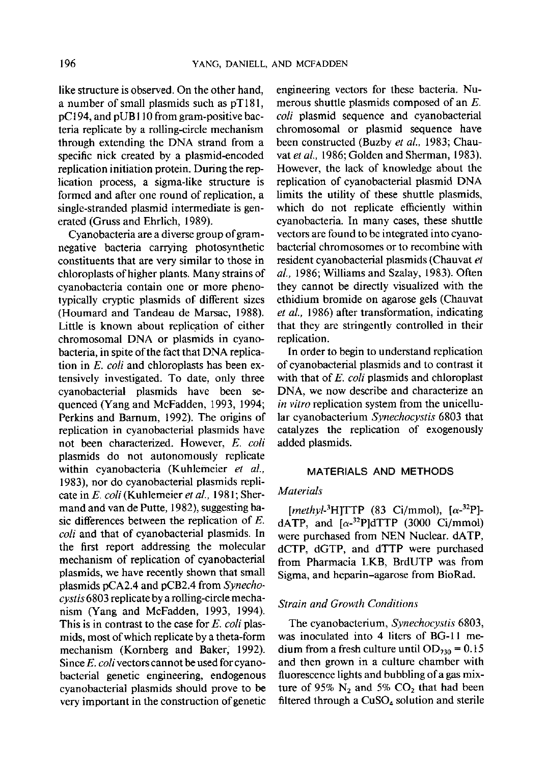like structure is observed. On the other hand, a number of small plasmids such as pT181, pC194, and pUB110 from gram-positive bacteria replicate by a rolling-circle mechanism through extending the DNA strand from a specific nick created by a plasmid-encoded replication initiation protein. During the replication process, a sigma-like structure is formed and after one round of replication, a single-stranded plasmid intermediate is generated (Gruss and Ehrlich, 1989).

Cyanobacteria are a diverse group of gram-negative bacteria carrying photosynthetic constituents that are very similar to those in chloroplasts of higher plants. Many strains of cyanobacteria contain one or more phenotypically cryptic plasmids of different sizes (Houmard and Tandeau de Marsac, 1988). Little is known about replication of either chromosomal DNA or plasmids in cyanobacteria, in spite of the fact that DNA replication in *E. coli* and chloroplasts has been extensively investigated. To date, only three cyanobacterial plasmids have been sequenced (Yang and McFadden, 1993, 1994; Perkins and Barnum, 1992). The origins of replication in cyanobacterial plasmids have not been characterized. However, *E. coli* plasmids do not autonomously replicate within cyanobacteria (Kuhlemeier *et al.*, 1983), nor do cyanobacterial plasmids replicate in *E. coli* (Kuhlemeier *et al.*, 1981; Shermand and van de Putte, 1982), suggesting basic differences between the replication of *E. coli* and that of cyanobacterial plasmids. In the first report addressing the molecular mechanism of replication of cyanobacterial plasmids, we have recently shown that small plasmids pCA2.4 and pCB2.4 from *Synechocystis* 6803 replicate by a rolling-circle mechanism (Yang and McFadden, 1993, 1994). This is in contrast to the case for *E. coli* plasmids, most of which replicate by a theta-form mechanism (Kornberg and Baker, 1992). Since *E. coli* vectors cannot be used for cyanobacterial genetic engineering, endogenous cyanobacterial plasmids should prove to be very important in the construction of genetic engineering vectors for these bacteria. Numerous shuttle plasmids composed of an *E. coli* plasmid sequence and cyanobacterial chromosomal or plasmid sequence have been constructed (Buzby *et al.*, 1983; Chauvat *et al.*, 1986; Golden and Sherman, 1983). However, the lack of knowledge about the replication of cyanobacterial plasmid DNA limits the utility of these shuttle plasmids, which do not replicate efficiently within cyanobacteria. In many cases, these shuttle vectors are found to be integrated into cyanobacterial chromosomes or to recombine with resident cyanobacterial plasmids (Chauvat *et al.*, 1986; Williams and Szalay, 1983). Often they cannot be directly visualized with the ethidium bromide on agarose gels (Chauvat *et al.*, 1986) after transformation, indicating that they are stringently controlled in their replication.

In order to begin to understand replication of cyanobacterial plasmids and to contrast it with that of *E. coli* plasmids and chloroplast DNA, we now describe and characterize an *in vitro* replication system from the unicellular cyanobacterium *Synechocystis* 6803 that catalyzes the replication of exogenously added plasmids.

## MATERIALS AND METHODS

### *Materials*

[*methyl*-$^{3}$H]TTP (83 Ci/mmol), [$\alpha$-$^{32}$P]-dATP, and [$\alpha$-$^{32}$P]dTTP (3000 Ci/mmol) were purchased from NEN Nuclear. dATP, dCTP, dGTP, and dTTP were purchased from Pharmacia LKB, BrdUTP was from Sigma, and heparin–agarose from BioRad.

### *Strain and Growth Conditions*

The cyanobacterium, *Synechocystis* 6803, was inoculated into 4 liters of BG-11 medium from a fresh culture until $OD_{730} = 0.15$ and then grown in a culture chamber with fluorescence lights and bubbling of a gas mixture of 95% $N_2$ and 5% $CO_2$ that had been filtered through a $CuSO_4$ solution and sterile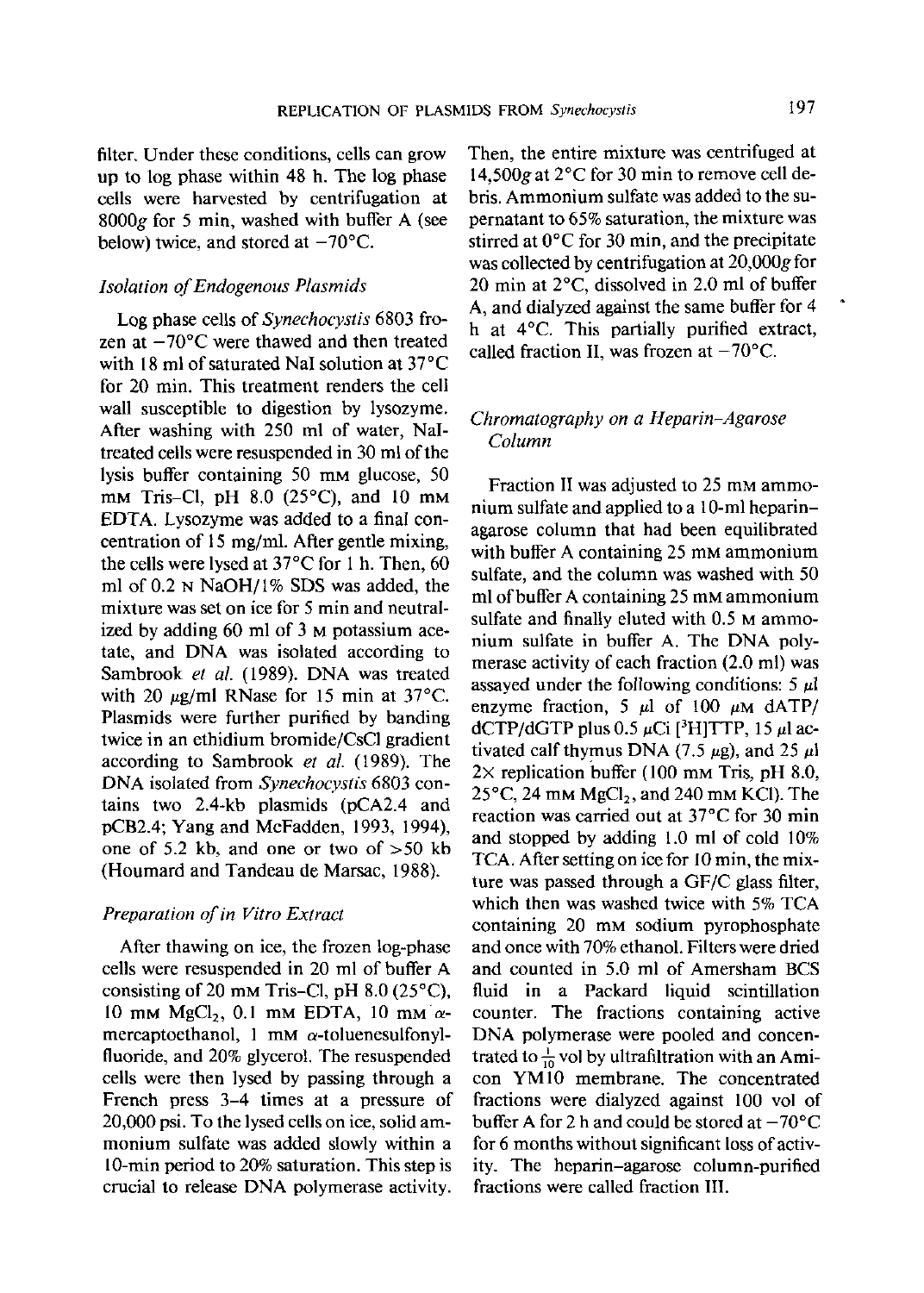filter. Under these conditions, cells can grow up to log phase within 48 h. The log phase cells were harvested by centrifugation at 8000*g* for 5 min, washed with buffer A (see below) twice, and stored at −70°C.

### *Isolation of Endogenous Plasmids*

Log phase cells of *Synechocystis* 6803 frozen at −70°C were thawed and then treated with 18 ml of saturated NaI solution at 37°C for 20 min. This treatment renders the cell wall susceptible to digestion by lysozyme. After washing with 250 ml of water, NaI-treated cells were resuspended in 30 ml of the lysis buffer containing 50 mM glucose, 50 mM Tris–Cl, pH 8.0 (25°C), and 10 mM EDTA. Lysozyme was added to a final concentration of 15 mg/mL. After gentle mixing, the cells were lysed at 37°C for 1 h. Then, 60 ml of 0.2 N NaOH/1% SDS was added, the mixture was set on ice for 5 min and neutralized by adding 60 ml of 3 M potassium acetate, and DNA was isolated according to Sambrook *et al.* (1989). DNA was treated with 20 μg/ml RNase for 15 min at 37°C. Plasmids were further purified by banding twice in an ethidium bromide/CsCl gradient according to Sambrook *et al.* (1989). The DNA isolated from *Synechocystis* 6803 contains two 2.4-kb plasmids (pCA2.4 and pCB2.4; Yang and McFadden, 1993, 1994), one of 5.2 kb, and one or two of >50 kb (Houmard and Tandeau de Marsac, 1988).

### *Preparation of in Vitro Extract*

After thawing on ice, the frozen log-phase cells were resuspended in 20 ml of buffer A consisting of 20 mM Tris–Cl, pH 8.0 (25°C), 10 mM $MgCl_2$, 0.1 mM EDTA, 10 mM α-mercaptoethanol, 1 mM α-toluenesulfonylfluoride, and 20% glycerol. The resuspended cells were then lysed by passing through a French press 3–4 times at a pressure of 20,000 psi. To the lysed cells on ice, solid ammonium sulfate was added slowly within a 10-min period to 20% saturation. This step is crucial to release DNA polymerase activity. Then, the entire mixture was centrifuged at 14,500*g* at 2°C for 30 min to remove cell debris. Ammonium sulfate was added to the supernatant to 65% saturation, the mixture was stirred at 0°C for 30 min, and the precipitate was collected by centrifugation at 20,000*g* for 20 min at 2°C, dissolved in 2.0 ml of buffer A, and dialyzed against the same buffer for 4 h at 4°C. This partially purified extract, called fraction II, was frozen at −70°C.

### *Chromatography on a Heparin–Agarose Column*

Fraction II was adjusted to 25 mM ammonium sulfate and applied to a 10-ml heparin–agarose column that had been equilibrated with buffer A containing 25 mM ammonium sulfate, and the column was washed with 50 ml of buffer A containing 25 mM ammonium sulfate and finally eluted with 0.5 M ammonium sulfate in buffer A. The DNA polymerase activity of each fraction (2.0 ml) was assayed under the following conditions: 5 μl enzyme fraction, 5 μl of 100 μM dATP/dCTP/dGTP plus 0.5 μCi [$^3$H]TTP, 15 μl activated calf thymus DNA (7.5 μg), and 25 μl 2× replication buffer (100 mM Tris, pH 8.0, 25°C, 24 mM $MgCl_2$, and 240 mM KCl). The reaction was carried out at 37°C for 30 min and stopped by adding 1.0 ml of cold 10% TCA. After setting on ice for 10 min, the mixture was passed through a GF/C glass filter, which then was washed twice with 5% TCA containing 20 mM sodium pyrophosphate and once with 70% ethanol. Filters were dried and counted in 5.0 ml of Amersham BCS fluid in a Packard liquid scintillation counter. The fractions containing active DNA polymerase were pooled and concentrated to $\frac{1}{10}$ vol by ultrafiltration with an Amicon YM10 membrane. The concentrated fractions were dialyzed against 100 vol of buffer A for 2 h and could be stored at −70°C for 6 months without significant loss of activity. The heparin–agarose column-purified fractions were called fraction III.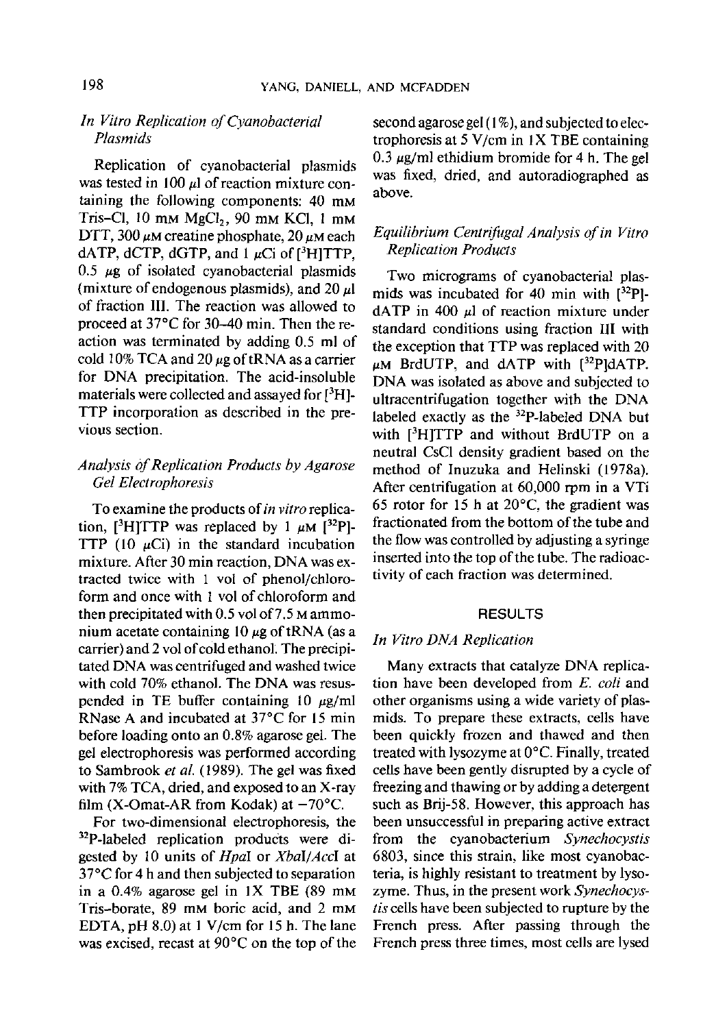### *In Vitro Replication of Cyanobacterial Plasmids*

Replication of cyanobacterial plasmids was tested in 100 μl of reaction mixture containing the following components: 40 mM Tris–Cl, 10 mM $MgCl_2$, 90 mM KCl, 1 mM DTT, 300 μM creatine phosphate, 20 μM each dATP, dCTP, dGTP, and 1 μCi of [$^3$H]TTP, 0.5 μg of isolated cyanobacterial plasmids (mixture of endogenous plasmids), and 20 μl of fraction III. The reaction was allowed to proceed at 37°C for 30–40 min. Then the reaction was terminated by adding 0.5 ml of cold 10% TCA and 20 μg of tRNA as a carrier for DNA precipitation. The acid-insoluble materials were collected and assayed for [$^3$H]-TTP incorporation as described in the previous section.

### *Analysis of Replication Products by Agarose Gel Electrophoresis*

To examine the products of *in vitro* replication, [$^3$H]TTP was replaced by 1 μM [$^{32}$P]-TTP (10 μCi) in the standard incubation mixture. After 30 min reaction, DNA was extracted twice with 1 vol of phenol/chloroform and once with 1 vol of chloroform and then precipitated with 0.5 vol of 7.5 M ammonium acetate containing 10 μg of tRNA (as a carrier) and 2 vol of cold ethanol. The precipitated DNA was centrifuged and washed twice with cold 70% ethanol. The DNA was resuspended in TE buffer containing 10 μg/ml RNase A and incubated at 37°C for 15 min before loading onto an 0.8% agarose gel. The gel electrophoresis was performed according to Sambrook *et al.* (1989). The gel was fixed with 7% TCA, dried, and exposed to an X-ray film (X-Omat-AR from Kodak) at −70°C.

For two-dimensional electrophoresis, the $^{32}$P-labeled replication products were digested by 10 units of *Hpa*I or *Xba*I/*Acc*I at 37°C for 4 h and then subjected to separation in a 0.4% agarose gel in 1X TBE (89 mM Tris-borate, 89 mM boric acid, and 2 mM EDTA, pH 8.0) at 1 V/cm for 15 h. The lane was excised, recast at 90°C on the top of the second agarose gel (1%), and subjected to electrophoresis at 5 V/cm in 1X TBE containing 0.3 μg/ml ethidium bromide for 4 h. The gel was fixed, dried, and autoradiographed as above.

### *Equilibrium Centrifugal Analysis of in Vitro Replication Products*

Two micrograms of cyanobacterial plasmids was incubated for 40 min with [$^{32}$P]-dATP in 400 μl of reaction mixture under standard conditions using fraction III with the exception that TTP was replaced with 20 μM BrdUTP, and dATP with [$^{32}$P]dATP. DNA was isolated as above and subjected to ultracentrifugation together with the DNA labeled exactly as the $^{32}$P-labeled DNA but with [$^3$H]TTP and without BrdUTP on a neutral CsCl density gradient based on the method of Inuzuka and Helinski (1978a). After centrifugation at 60,000 rpm in a VTi 65 rotor for 15 h at 20°C, the gradient was fractionated from the bottom of the tube and the flow was controlled by adjusting a syringe inserted into the top of the tube. The radioactivity of each fraction was determined.

## RESULTS

### *In Vitro DNA Replication*

Many extracts that catalyze DNA replication have been developed from *E. coli* and other organisms using a wide variety of plasmids. To prepare these extracts, cells have been quickly frozen and thawed and then treated with lysozyme at 0°C. Finally, treated cells have been gently disrupted by a cycle of freezing and thawing or by adding a detergent such as Brij-58. However, this approach has been unsuccessful in preparing active extract from the cyanobacterium *Synechocystis* 6803, since this strain, like most cyanobacteria, is highly resistant to treatment by lysozyme. Thus, in the present work *Synechocystis* cells have been subjected to rupture by the French press. After passing through the French press three times, most cells are lysed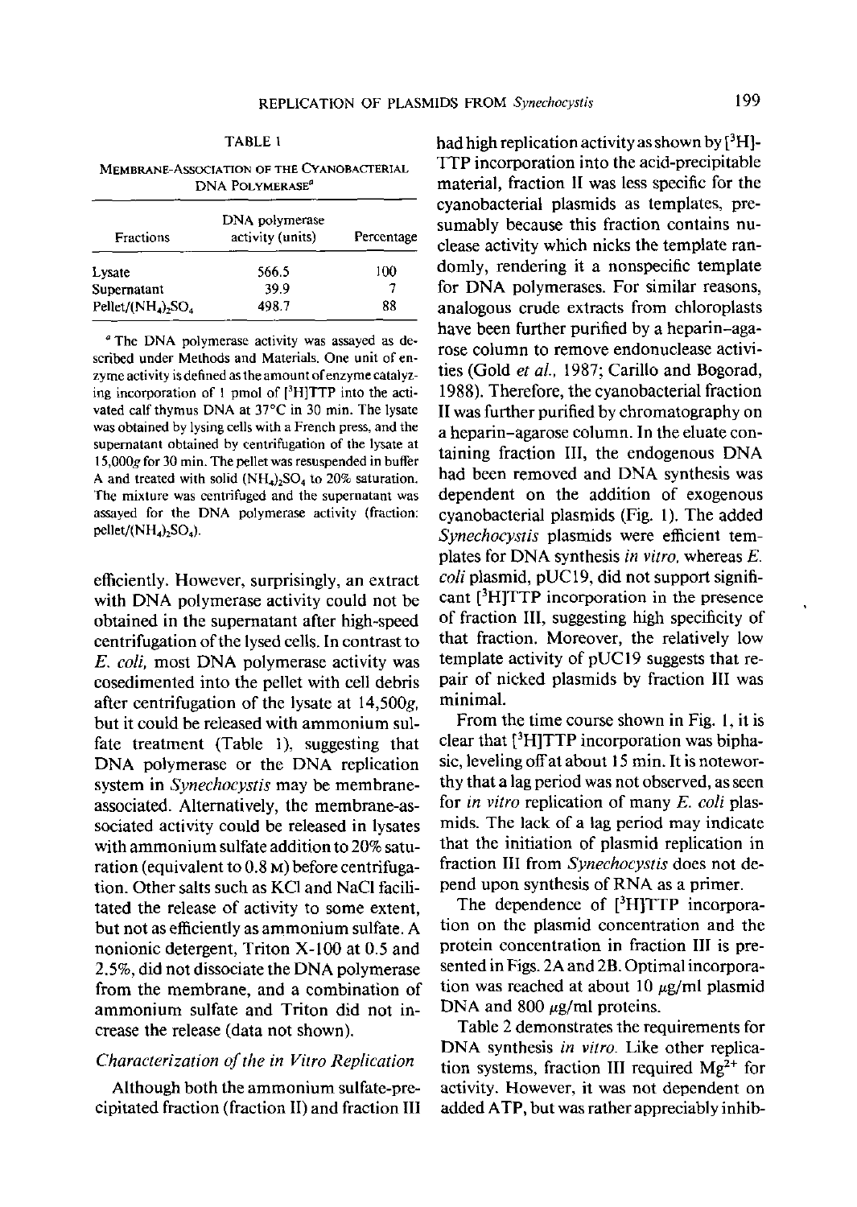TABLE 1

MEMBRANE-ASSOCIATION OF THE CYANOBACTERIAL DNA POLYMERASE[a]

| Fractions | DNA polymerase activity (units) | Percentage |
|---|---|---|
| Lysate | 566.5 | 100 |
| Supernatant | 39.9 | 7 |
| Pellet/$(NH_4)_2SO_4$ | 498.7 | 88 |

[a] The DNA polymerase activity was assayed as described under Methods and Materials. One unit of enzyme activity is defined as the amount of enzyme catalyzing incorporation of 1 pmol of [$^3$H]TTP into the activated calf thymus DNA at 37°C in 30 min. The lysate was obtained by lysing cells with a French press, and the supernatant obtained by centrifugation of the lysate at 15,000g for 30 min. The pellet was resuspended in buffer A and treated with solid $(NH_4)_2SO_4$ to 20% saturation. The mixture was centrifuged and the supernatant was assayed for the DNA polymerase activity (fraction: pellet/$(NH_4)_2SO_4$).

efficiently. However, surprisingly, an extract with DNA polymerase activity could not be obtained in the supernatant after high-speed centrifugation of the lysed cells. In contrast to *E. coli*, most DNA polymerase activity was cosedimented into the pellet with cell debris after centrifugation of the lysate at 14,500g, but it could be released with ammonium sulfate treatment (Table 1), suggesting that DNA polymerase or the DNA replication system in *Synechocystis* may be membrane-associated. Alternatively, the membrane-associated activity could be released in lysates with ammonium sulfate addition to 20% saturation (equivalent to 0.8 M) before centrifugation. Other salts such as KCl and NaCl facilitated the release of activity to some extent, but not as efficiently as ammonium sulfate. A nonionic detergent, Triton X-100 at 0.5 and 2.5%, did not dissociate the DNA polymerase from the membrane, and a combination of ammonium sulfate and Triton did not increase the release (data not shown).

### *Characterization of the in Vitro Replication*

Although both the ammonium sulfate-precipitated fraction (fraction II) and fraction III had high replication activity as shown by [$^3$H]-TTP incorporation into the acid-precipitable material, fraction II was less specific for the cyanobacterial plasmids as templates, presumably because this fraction contains nuclease activity which nicks the template randomly, rendering it a nonspecific template for DNA polymerases. For similar reasons, analogous crude extracts from chloroplasts have been further purified by a heparin–agarose column to remove endonuclease activities (Gold *et al.*, 1987; Carillo and Bogorad, 1988). Therefore, the cyanobacterial fraction II was further purified by chromatography on a heparin–agarose column. In the eluate containing fraction III, the endogenous DNA had been removed and DNA synthesis was dependent on the addition of exogenous cyanobacterial plasmids (Fig. 1). The added *Synechocystis* plasmids were efficient templates for DNA synthesis *in vitro*, whereas *E. coli* plasmid, pUC19, did not support significant [$^3$H]TTP incorporation in the presence of fraction III, suggesting high specificity of that fraction. Moreover, the relatively low template activity of pUC19 suggests that repair of nicked plasmids by fraction III was minimal.

From the time course shown in Fig. 1, it is clear that [$^3$H]TTP incorporation was biphasic, leveling off at about 15 min. It is noteworthy that a lag period was not observed, as seen for *in vitro* replication of many *E. coli* plasmids. The lack of a lag period may indicate that the initiation of plasmid replication in fraction III from *Synechocystis* does not depend upon synthesis of RNA as a primer.

The dependence of [$^3$H]TTP incorporation on the plasmid concentration and the protein concentration in fraction III is presented in Figs. 2A and 2B. Optimal incorporation was reached at about 10 μg/ml plasmid DNA and 800 μg/ml proteins.

Table 2 demonstrates the requirements for DNA synthesis *in vitro*. Like other replication systems, fraction III required $Mg^{2+}$ for activity. However, it was not dependent on added ATP, but was rather appreciably inhib-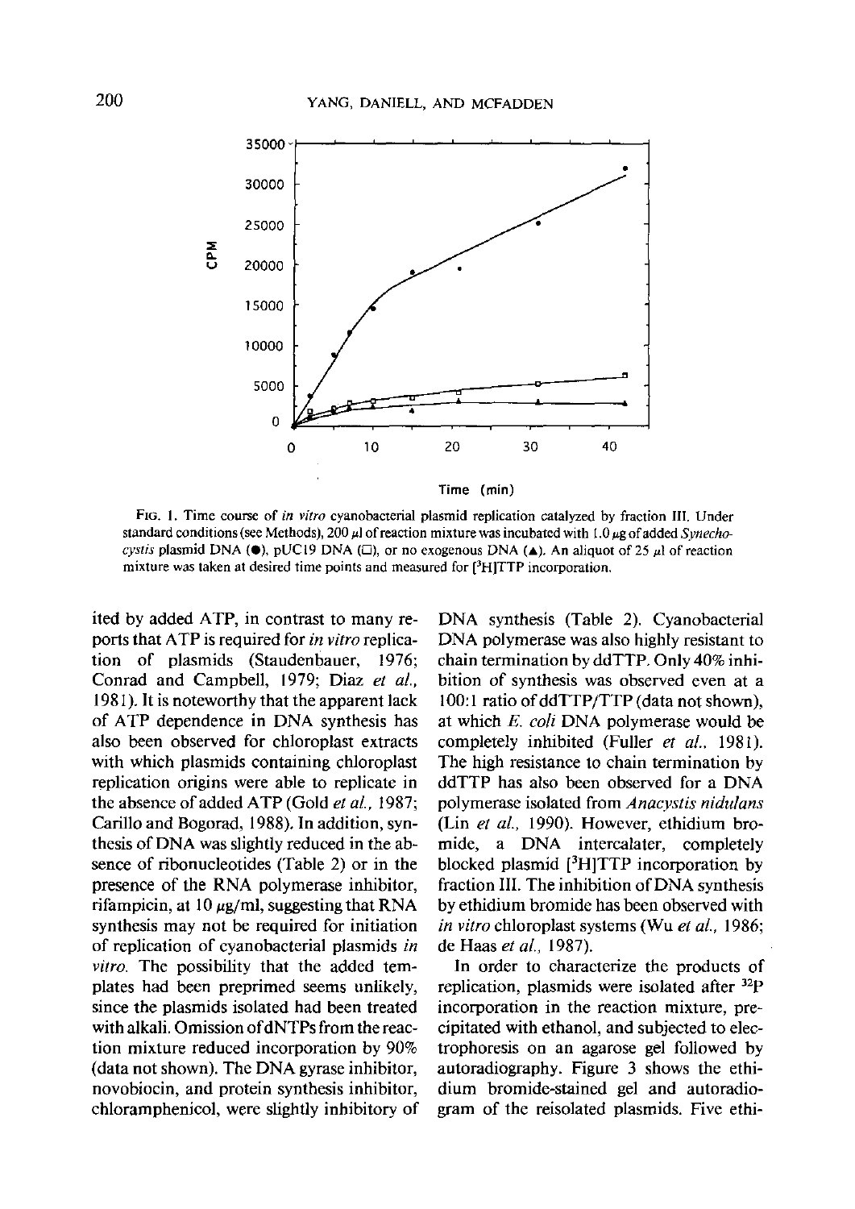FIG. 1. Time course of *in vitro* cyanobacterial plasmid replication catalyzed by fraction III. Under standard conditions (see Methods), 200 μl of reaction mixture was incubated with 1.0 μg of added *Synechocystis* plasmid DNA (●), pUC19 DNA (□), or no exogenous DNA (▲). An aliquot of 25 μl of reaction mixture was taken at desired time points and measured for [$^3$H]TTP incorporation.

ited by added ATP, in contrast to many reports that ATP is required for *in vitro* replication of plasmids (Staudenbauer, 1976; Conrad and Campbell, 1979; Diaz *et al.*, 1981). It is noteworthy that the apparent lack of ATP dependence in DNA synthesis has also been observed for chloroplast extracts with which plasmids containing chloroplast replication origins were able to replicate in the absence of added ATP (Gold *et al.*, 1987; Carillo and Bogorad, 1988). In addition, synthesis of DNA was slightly reduced in the absence of ribonucleotides (Table 2) or in the presence of the RNA polymerase inhibitor, rifampicin, at 10 μg/ml, suggesting that RNA synthesis may not be required for initiation of replication of cyanobacterial plasmids *in vitro*. The possibility that the added templates had been preprimed seems unlikely, since the plasmids isolated had been treated with alkali. Omission of dNTPs from the reaction mixture reduced incorporation by 90% (data not shown). The DNA gyrase inhibitor, novobiocin, and protein synthesis inhibitor, chloramphenicol, were slightly inhibitory of DNA synthesis (Table 2). Cyanobacterial DNA polymerase was also highly resistant to chain termination by ddTTP. Only 40% inhibition of synthesis was observed even at a 100:1 ratio of ddTTP/TTP (data not shown), at which *E. coli* DNA polymerase would be completely inhibited (Fuller *et al.*, 1981). The high resistance to chain termination by ddTTP has also been observed for a DNA polymerase isolated from *Anacystis nidulans* (Lin *et al.*, 1990). However, ethidium bromide, a DNA intercalater, completely blocked plasmid [$^3$H]TTP incorporation by fraction III. The inhibition of DNA synthesis by ethidium bromide has been observed with *in vitro* chloroplast systems (Wu *et al.*, 1986; de Haas *et al.*, 1987).

In order to characterize the products of replication, plasmids were isolated after $^{32}$P incorporation in the reaction mixture, precipitated with ethanol, and subjected to electrophoresis on an agarose gel followed by autoradiography. Figure 3 shows the ethidium bromide-stained gel and autoradiogram of the reisolated plasmids. Five ethi-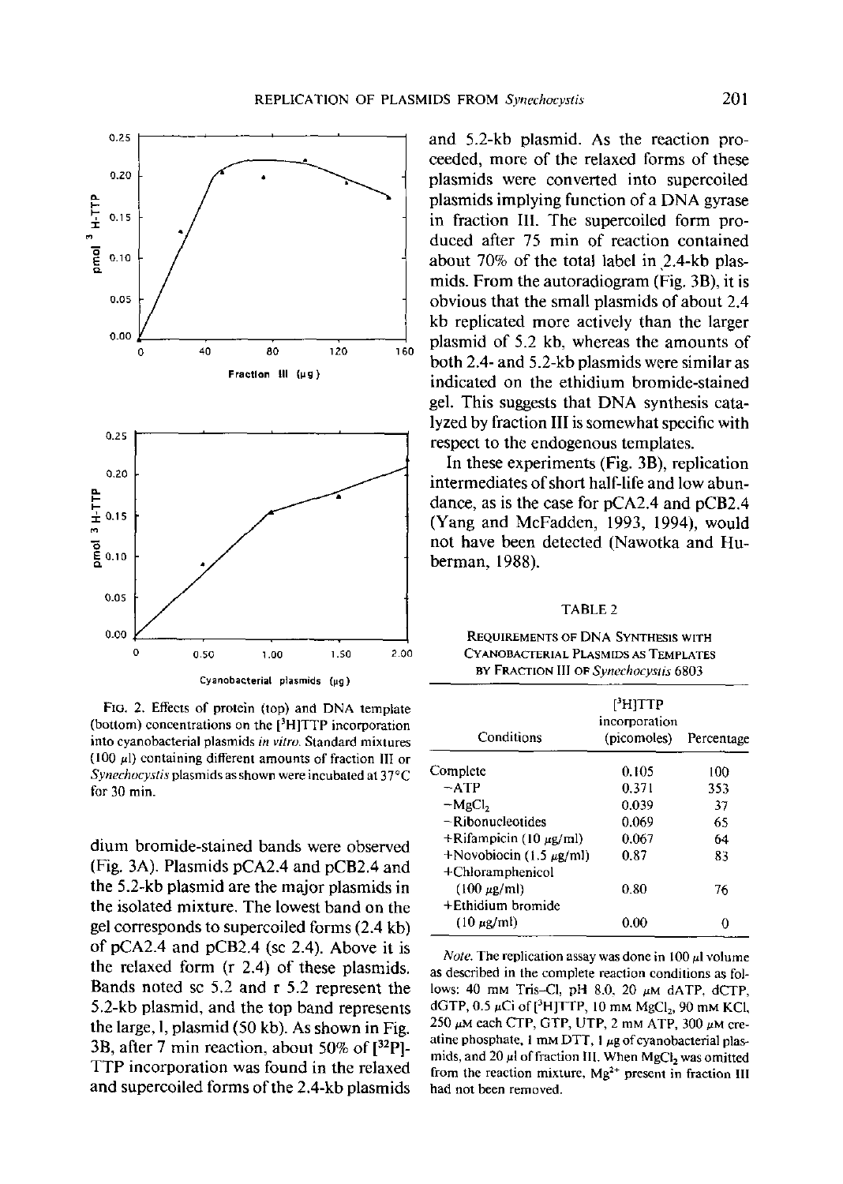FIG. 2. Effects of protein (top) and DNA template (bottom) concentrations on the [$^3$H]TTP incorporation into cyanobacterial plasmids *in vitro*. Standard mixtures (100 μl) containing different amounts of fraction III or *Synechocystis* plasmids as shown were incubated at 37°C for 30 min.

dium bromide-stained bands were observed (Fig. 3A). Plasmids pCA2.4 and pCB2.4 and the 5.2-kb plasmid are the major plasmids in the isolated mixture. The lowest band on the gel corresponds to supercoiled forms (2.4 kb) of pCA2.4 and pCB2.4 (sc 2.4). Above it is the relaxed form (r 2.4) of these plasmids. Bands noted sc 5.2 and r 5.2 represent the 5.2-kb plasmid, and the top band represents the large, l, plasmid (50 kb). As shown in Fig. 3B, after 7 min reaction, about 50% of [$^{32}$P]-TTP incorporation was found in the relaxed and supercoiled forms of the 2.4-kb plasmids and 5.2-kb plasmid. As the reaction proceeded, more of the relaxed forms of these plasmids were converted into supercoiled plasmids implying function of a DNA gyrase in fraction III. The supercoiled form produced after 75 min of reaction contained about 70% of the total label in 2.4-kb plasmids. From the autoradiogram (Fig. 3B), it is obvious that the small plasmids of about 2.4 kb replicated more actively than the larger plasmid of 5.2 kb, whereas the amounts of both 2.4- and 5.2-kb plasmids were similar as indicated on the ethidium bromide-stained gel. This suggests that DNA synthesis catalyzed by fraction III is somewhat specific with respect to the endogenous templates.

In these experiments (Fig. 3B), replication intermediates of short half-life and low abundance, as is the case for pCA2.4 and pCB2.4 (Yang and McFadden, 1993, 1994), would not have been detected (Nawotka and Huberman, 1988).

TABLE 2

REQUIREMENTS OF DNA SYNTHESIS WITH CYANOBACTERIAL PLASMIDS AS TEMPLATES BY FRACTION III OF *Synechocystis* 6803

| Conditions | [$^3$H]TTP incorporation (picomoles) | Percentage |
|---|---|---|
| Complete | 0.105 | 100 |
| −ATP | 0.371 | 353 |
| −$MgCl_2$ | 0.039 | 37 |
| −Ribonucleotides | 0.069 | 65 |
| +Rifampicin (10 μg/ml) | 0.067 | 64 |
| +Novobiocin (1.5 μg/ml) | 0.87 | 83 |
| +Chloramphenicol (100 μg/ml) | 0.80 | 76 |
| +Ethidium bromide (10 μg/ml) | 0.00 | 0 |

*Note.* The replication assay was done in 100 μl volume as described in the complete reaction conditions as follows: 40 mM Tris–Cl, pH 8.0, 20 μM dATP, dCTP, dGTP, 0.5 μCi of [$^3$H]TTP, 10 mM $MgCl_2$, 90 mM KCl, 250 μM each CTP, GTP, UTP, 2 mM ATP, 300 μM creatine phosphate, 1 mM DTT, 1 μg of cyanobacterial plasmids, and 20 μl of fraction III. When $MgCl_2$ was omitted from the reaction mixture, $Mg^{2+}$ present in fraction III had not been removed.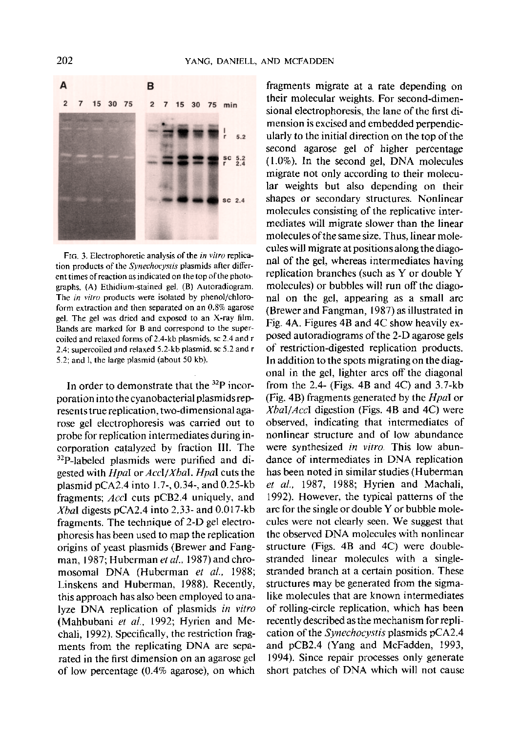FIG. 3. Electrophoretic analysis of the *in vitro* replication products of the *Synechocystis* plasmids after different times of reaction as indicated on the top of the photographs. (A) Ethidium-stained gel. (B) Autoradiogram. The *in vitro* products were isolated by phenol/chloroform extraction and then separated on an 0.8% agarose gel. The gel was dried and exposed to an X-ray film. Bands are marked for B and correspond to the supercoiled and relaxed forms of 2.4-kb plasmids, sc 2.4 and r 2.4; supercoiled and relaxed 5.2-kb plasmid, sc 5.2 and r 5.2; and l, the large plasmid (about 50 kb).

In order to demonstrate that the $^{32}P$ incorporation into the cyanobacterial plasmids represents true replication, two-dimensional agarose gel electrophoresis was carried out to probe for replication intermediates during incorporation catalyzed by fraction III. The $^{32}P$-labeled plasmids were purified and digested with *Hpa*I or *Acc*I/*Xba*I. *Hpa*I cuts the plasmid pCA2.4 into 1.7-, 0.34-, and 0.25-kb fragments; *Acc*I cuts pCB2.4 uniquely, and *Xba*I digests pCA2.4 into 2.33- and 0.017-kb fragments. The technique of 2-D gel electrophoresis has been used to map the replication origins of yeast plasmids (Brewer and Fangman, 1987; Huberman *et al.*, 1987) and chromosomal DNA (Huberman *et al.*, 1988; Linskens and Huberman, 1988). Recently, this approach has also been employed to analyze DNA replication of plasmids *in vitro* (Mahbubani *et al.*, 1992; Hyrien and Mechali, 1992). Specifically, the restriction fragments from the replicating DNA are separated in the first dimension on an agarose gel of low percentage (0.4% agarose), on which fragments migrate at a rate depending on their molecular weights. For second-dimensional electrophoresis, the lane of the first dimension is excised and embedded perpendicularly to the initial direction on the top of the second agarose gel of higher percentage (1.0%). In the second gel, DNA molecules migrate not only according to their molecular weights but also depending on their shapes or secondary structures. Nonlinear molecules consisting of the replicative intermediates will migrate slower than the linear molecules of the same size. Thus, linear molecules will migrate at positions along the diagonal of the gel, whereas intermediates having replication branches (such as Y or double Y molecules) or bubbles will run off the diagonal on the gel, appearing as a small arc (Brewer and Fangman, 1987) as illustrated in Fig. 4A. Figures 4B and 4C show heavily exposed autoradiograms of the 2-D agarose gels of restriction-digested replication products. In addition to the spots migrating on the diagonal in the gel, lighter arcs off the diagonal from the 2.4- (Figs. 4B and 4C) and 3.7-kb (Fig. 4B) fragments generated by the *Hpa*I or *Xba*I/*Acc*I digestion (Figs. 4B and 4C) were observed, indicating that intermediates of nonlinear structure and of low abundance were synthesized *in vitro*. This low abundance of intermediates in DNA replication has been noted in similar studies (Huberman *et al.*, 1987, 1988; Hyrien and Machali, 1992). However, the typical patterns of the arc for the single or double Y or bubble molecules were not clearly seen. We suggest that the observed DNA molecules with nonlinear structure (Figs. 4B and 4C) were double-stranded linear molecules with a single-stranded branch at a certain position. These structures may be generated from the sigma-like molecules that are known intermediates of rolling-circle replication, which has been recently described as the mechanism for replication of the *Synechocystis* plasmids pCA2.4 and pCB2.4 (Yang and McFadden, 1993, 1994). Since repair processes only generate short patches of DNA which will not cause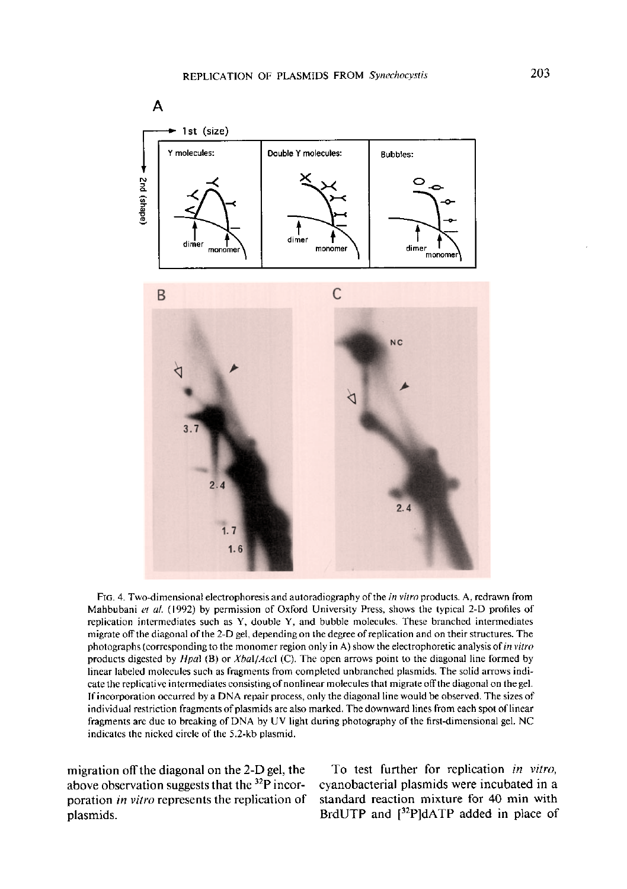FIG. 4. Two-dimensional electrophoresis and autoradiography of the *in vitro* products. A, redrawn from Mahbubani *et al.* (1992) by permission of Oxford University Press, shows the typical 2-D profiles of replication intermediates such as Y, double Y, and bubble molecules. These branched intermediates migrate off the diagonal of the 2-D gel, depending on the degree of replication and on their structures. The photographs (corresponding to the monomer region only in A) show the electrophoretic analysis of *in vitro* products digested by *Hpa*I (B) or *Xba*I/*Acc*I (C). The open arrows point to the diagonal line formed by linear labeled molecules such as fragments from completed unbranched plasmids. The solid arrows indicate the replicative intermediates consisting of nonlinear molecules that migrate off the diagonal on the gel. If incorporation occurred by a DNA repair process, only the diagonal line would be observed. The sizes of individual restriction fragments of plasmids are also marked. The downward lines from each spot of linear fragments are due to breaking of DNA by UV light during photography of the first-dimensional gel. NC indicates the nicked circle of the 5.2-kb plasmid.

migration off the diagonal on the 2-D gel, the above observation suggests that the $^{32}P$ incorporation *in vitro* represents the replication of plasmids.

To test further for replication *in vitro*, cyanobacterial plasmids were incubated in a standard reaction mixture for 40 min with BrdUTP and [$^{32}P$]dATP added in place of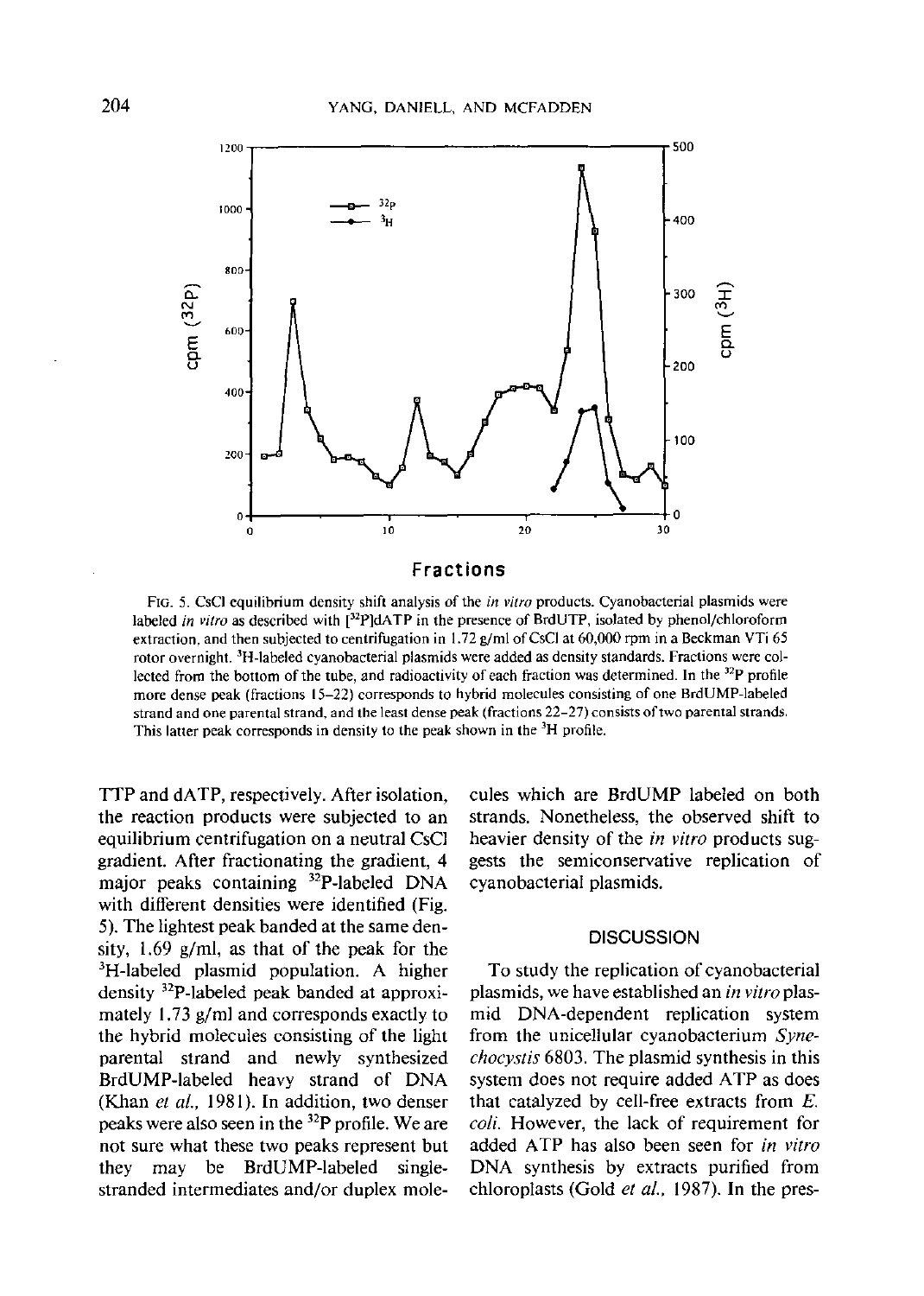FIG. 5. CsCl equilibrium density shift analysis of the *in vitro* products. Cyanobacterial plasmids were labeled *in vitro* as described with [$^{32}$P]dATP in the presence of BrdUTP, isolated by phenol/chloroform extraction, and then subjected to centrifugation in 1.72 g/ml of CsCl at 60,000 rpm in a Beckman VTi 65 rotor overnight. $^{3}$H-labeled cyanobacterial plasmids were added as density standards. Fractions were collected from the bottom of the tube, and radioactivity of each fraction was determined. In the $^{32}$P profile more dense peak (fractions 15–22) corresponds to hybrid molecules consisting of one BrdUMP-labeled strand and one parental strand, and the least dense peak (fractions 22–27) consists of two parental strands. This latter peak corresponds in density to the peak shown in the $^{3}$H profile.

TTP and dATP, respectively. After isolation, the reaction products were subjected to an equilibrium centrifugation on a neutral CsCl gradient. After fractionating the gradient, 4 major peaks containing $^{32}$P-labeled DNA with different densities were identified (Fig. 5). The lightest peak banded at the same density, 1.69 g/ml, as that of the peak for the $^{3}$H-labeled plasmid population. A higher density $^{32}$P-labeled peak banded at approximately 1.73 g/ml and corresponds exactly to the hybrid molecules consisting of the light parental strand and newly synthesized BrdUMP-labeled heavy strand of DNA (Khan *et al.*, 1981). In addition, two denser peaks were also seen in the $^{32}$P profile. We are not sure what these two peaks represent but they may be BrdUMP-labeled single-stranded intermediates and/or duplex molecules which are BrdUMP labeled on both strands. Nonetheless, the observed shift to heavier density of the *in vitro* products suggests the semiconservative replication of cyanobacterial plasmids.

## DISCUSSION

To study the replication of cyanobacterial plasmids, we have established an *in vitro* plasmid DNA-dependent replication system from the unicellular cyanobacterium *Synechocystis* 6803. The plasmid synthesis in this system does not require added ATP as does that catalyzed by cell-free extracts from *E. coli*. However, the lack of requirement for added ATP has also been seen for *in vitro* DNA synthesis by extracts purified from chloroplasts (Gold *et al.*, 1987). In the pres-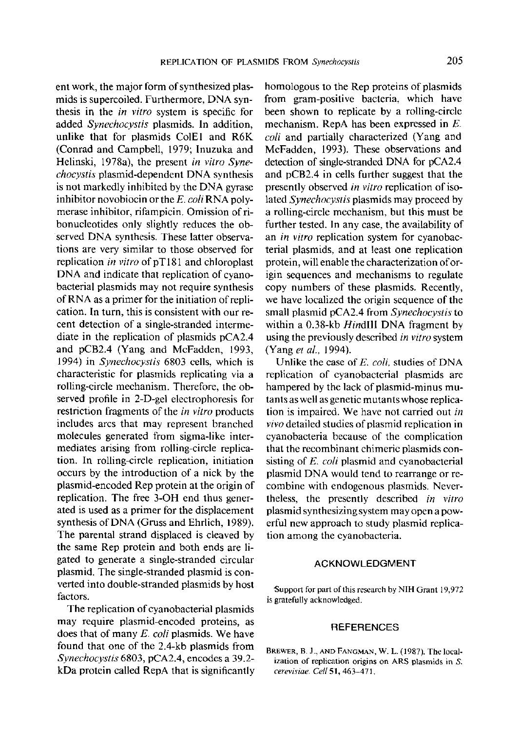ent work, the major form of synthesized plasmids is supercoiled. Furthermore, DNA synthesis in the *in vitro* system is specific for added *Synechocystis* plasmids. In addition, unlike that for plasmids ColE1 and R6K (Conrad and Campbell, 1979; Inuzuka and Helinski, 1978a), the present *in vitro Synechocystis* plasmid-dependent DNA synthesis is not markedly inhibited by the DNA gyrase inhibitor novobiocin or the *E. coli* RNA polymerase inhibitor, rifampicin. Omission of ribonucleotides only slightly reduces the observed DNA synthesis. These latter observations are very similar to those observed for replication *in vitro* of pT181 and chloroplast DNA and indicate that replication of cyanobacterial plasmids may not require synthesis of RNA as a primer for the initiation of replication. In turn, this is consistent with our recent detection of a single-stranded intermediate in the replication of plasmids pCA2.4 and pCB2.4 (Yang and McFadden, 1993, 1994) in *Synechocystis* 6803 cells, which is characteristic for plasmids replicating via a rolling-circle mechanism. Therefore, the observed profile in 2-D-gel electrophoresis for restriction fragments of the *in vitro* products includes arcs that may represent branched molecules generated from sigma-like intermediates arising from rolling-circle replication. In rolling-circle replication, initiation occurs by the introduction of a nick by the plasmid-encoded Rep protein at the origin of replication. The free 3-OH end thus generated is used as a primer for the displacement synthesis of DNA (Gruss and Ehrlich, 1989). The parental strand displaced is cleaved by the same Rep protein and both ends are ligated to generate a single-stranded circular plasmid. The single-stranded plasmid is converted into double-stranded plasmids by host factors.

The replication of cyanobacterial plasmids may require plasmid-encoded proteins, as does that of many *E. coli* plasmids. We have found that one of the 2.4-kb plasmids from *Synechocystis* 6803, pCA2.4, encodes a 39.2-kDa protein called RepA that is significantly homologous to the Rep proteins of plasmids from gram-positive bacteria, which have been shown to replicate by a rolling-circle mechanism. RepA has been expressed in *E. coli* and partially characterized (Yang and McFadden, 1993). These observations and detection of single-stranded DNA for pCA2.4 and pCB2.4 in cells further suggest that the presently observed *in vitro* replication of isolated *Synechocystis* plasmids may proceed by a rolling-circle mechanism, but this must be further tested. In any case, the availability of an *in vitro* replication system for cyanobacterial plasmids, and at least one replication protein, will enable the characterization of origin sequences and mechanisms to regulate copy numbers of these plasmids. Recently, we have localized the origin sequence of the small plasmid pCA2.4 from *Synechocystis* to within a 0.38-kb *Hin*dIII DNA fragment by using the previously described *in vitro* system (Yang *et al.*, 1994).

Unlike the case of *E. coli*, studies of DNA replication of cyanobacterial plasmids are hampered by the lack of plasmid-minus mutants as well as genetic mutants whose replication is impaired. We have not carried out *in vivo* detailed studies of plasmid replication in cyanobacteria because of the complication that the recombinant chimeric plasmids consisting of *E. coli* plasmid and cyanobacterial plasmid DNA would tend to rearrange or recombine with endogenous plasmids. Nevertheless, the presently described *in vitro* plasmid synthesizing system may open a powerful new approach to study plasmid replication among the cyanobacteria.

## ACKNOWLEDGMENT

Support for part of this research by NIH Grant 19,972 is gratefully acknowledged.

## REFERENCES

Brewer, B. J., and Fangman, W. L. (1987). The localization of replication origins on ARS plasmids in *S. cerevisiae*. *Cell* 51, 463–471.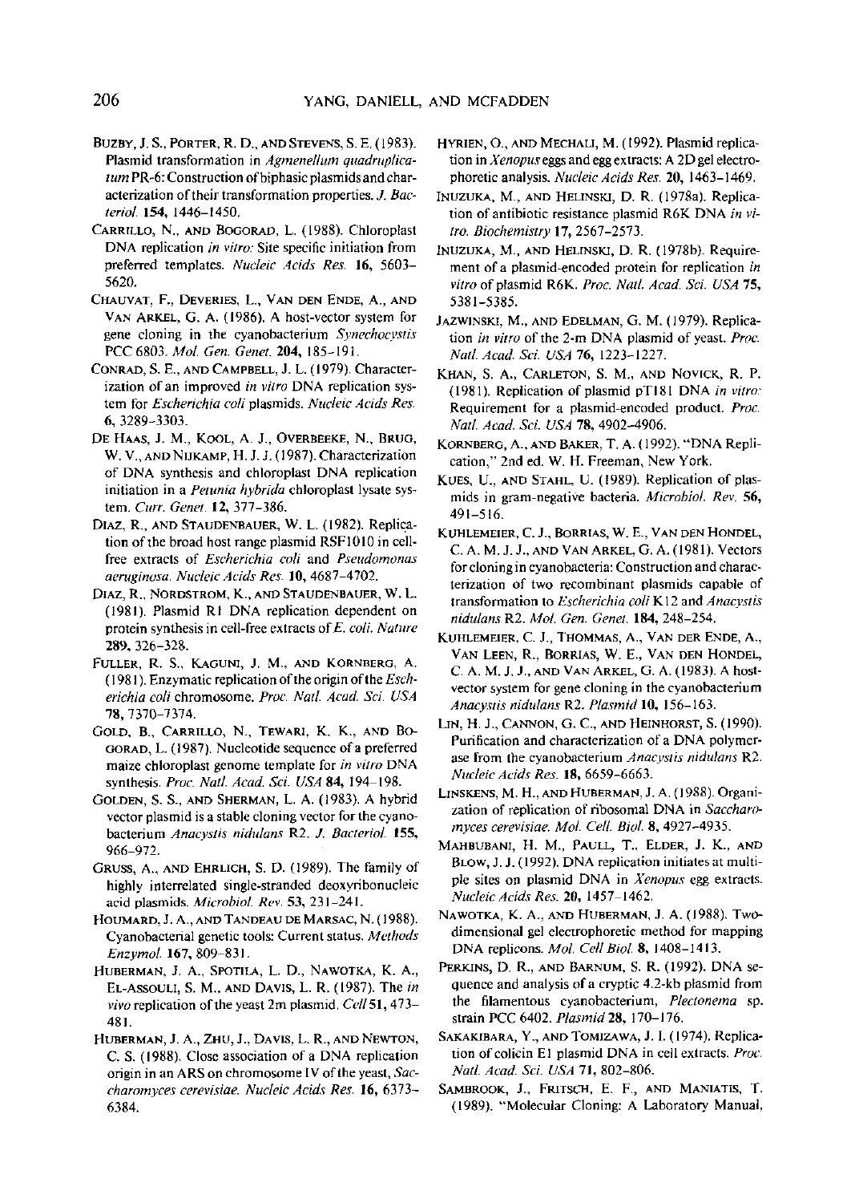Buzby, J. S., Porter, R. D., and Stevens, S. E. (1983). Plasmid transformation in *Agmenellum quadruplicatum* PR-6: Construction of biphasic plasmids and characterization of their transformation properties. *J. Bacteriol.* **154**, 1446–1450.

Carrillo, N., and Bogorad, L. (1988). Chloroplast DNA replication *in vitro*: Site specific initiation from preferred templates. *Nucleic Acids Res.* **16**, 5603–5620.

Chauvat, F., Deveries, L., Van den Ende, A., and Van Arkel, G. A. (1986). A host-vector system for gene cloning in the cyanobacterium *Synechocystis* PCC 6803. *Mol. Gen. Genet.* **204**, 185–191.

Conrad, S. E., and Campbell, J. L. (1979). Characterization of an improved *in vitro* DNA replication system for *Escherichia coli* plasmids. *Nucleic Acids Res.* **6**, 3289–3303.

De Haas, J. M., Kool, A. J., Overbeeke, N., Brug, W. V., and Nijkamp, H. J. J. (1987). Characterization of DNA synthesis and chloroplast DNA replication initiation in a *Petunia hybrida* chloroplast lysate system. *Curr. Genet.* **12**, 377–386.

Diaz, R., and Staudenbauer, W. L. (1982). Replication of the broad host range plasmid RSF1010 in cell-free extracts of *Escherichia coli* and *Pseudomonas aeruginosa*. *Nucleic Acids Res.* **10**, 4687–4702.

Diaz, R., Nordstrom, K., and Staudenbauer, W. L. (1981). Plasmid R1 DNA replication dependent on protein synthesis in cell-free extracts of *E. coli*. *Nature* **289**, 326–328.

Fuller, R. S., Kaguni, J. M., and Kornberg, A. (1981). Enzymatic replication of the origin of the *Escherichia coli* chromosome. *Proc. Natl. Acad. Sci. USA* **78**, 7370–7374.

Gold, B., Carrillo, N., Tewari, K. K., and Bogorad, L. (1987). Nucleotide sequence of a preferred maize chloroplast genome template for *in vitro* DNA synthesis. *Proc. Natl. Acad. Sci. USA* **84**, 194–198.

Golden, S. S., and Sherman, L. A. (1983). A hybrid vector plasmid is a stable cloning vector for the cyanobacterium *Anacystis nidulans* R2. *J. Bacteriol.* **155**, 966–972.

Gruss, A., and Ehrlich, S. D. (1989). The family of highly interrelated single-stranded deoxyribonucleic acid plasmids. *Microbiol. Rev.* **53**, 231–241.

Houmard, J. A., and Tandeau de Marsac, N. (1988). Cyanobacterial genetic tools: Current status. *Methods Enzymol.* **167**, 809–831.

Huberman, J. A., Spotila, L. D., Nawotka, K. A., El-Assouli, S. M., and Davis, L. R. (1987). The *in vivo* replication of the yeast 2m plasmid. *Cell* **51**, 473–481.

Huberman, J. A., Zhu, J., Davis, L. R., and Newton, C. S. (1988). Close association of a DNA replication origin in an ARS on chromosome IV of the yeast, *Saccharomyces cerevisiae*. *Nucleic Acids Res.* **16**, 6373–6384.

Hyrien, O., and Mechali, M. (1992). Plasmid replication in *Xenopus* eggs and egg extracts: A 2D gel electrophoretic analysis. *Nucleic Acids Res.* **20**, 1463–1469.

Inuzuka, M., and Helinski, D. R. (1978a). Replication of antibiotic resistance plasmid R6K DNA *in vitro*. *Biochemistry* **17**, 2567–2573.

Inuzuka, M., and Helinski, D. R. (1978b). Requirement of a plasmid-encoded protein for replication *in vitro* of plasmid R6K. *Proc. Natl. Acad. Sci. USA* **75**, 5381–5385.

Jazwinski, M., and Edelman, G. M. (1979). Replication *in vitro* of the 2-m DNA plasmid of yeast. *Proc. Natl. Acad. Sci. USA* **76**, 1223–1227.

Khan, S. A., Carleton, S. M., and Novick, R. P. (1981). Replication of plasmid pT181 DNA *in vitro*: Requirement for a plasmid-encoded product. *Proc. Natl. Acad. Sci. USA* **78**, 4902–4906.

Kornberg, A., and Baker, T. A. (1992). "DNA Replication," 2nd ed. W. H. Freeman, New York.

Kues, U., and Stahl, U. (1989). Replication of plasmids in gram-negative bacteria. *Microbiol. Rev.* **56**, 491–516.

Kuhlemeier, C. J., Borrias, W. E., Van den Hondel, C. A. M. J. J., and Van Arkel, G. A. (1981). Vectors for cloning in cyanobacteria: Construction and characterization of two recombinant plasmids capable of transformation to *Escherichia coli* K12 and *Anacystis nidulans* R2. *Mol. Gen. Genet.* **184**, 248–254.

Kuhlemeier, C. J., Thommas, A., Van der Ende, A., Van Leen, R., Borrias, W. E., Van den Hondel, C. A. M. J. J., and Van Arkel, G. A. (1983). A host-vector system for gene cloning in the cyanobacterium *Anacystis nidulans* R2. *Plasmid* **10**, 156–163.

Lin, H. J., Cannon, G. C., and Heinhorst, S. (1990). Purification and characterization of a DNA polymerase from the cyanobacterium *Anacystis nidulans* R2. *Nucleic Acids Res.* **18**, 6659–6663.

Linskens, M. H., and Huberman, J. A. (1988). Organization of replication of ribosomal DNA in *Saccharomyces cerevisiae*. *Mol. Cell. Biol.* **8**, 4927–4935.

Mahbubani, H. M., Paull, T., Elder, J. K., and Blow, J. J. (1992). DNA replication initiates at multiple sites on plasmid DNA in *Xenopus* egg extracts. *Nucleic Acids Res.* **20**, 1457–1462.

Nawotka, K. A., and Huberman, J. A. (1988). Two-dimensional gel electrophoretic method for mapping DNA replicons. *Mol. Cell Biol.* **8**, 1408–1413.

Perkins, D. R., and Barnum, S. R. (1992). DNA sequence and analysis of a cryptic 4.2-kb plasmid from the filamentous cyanobacterium, *Plectonema* sp. strain PCC 6402. *Plasmid* **28**, 170–176.

Sakakibara, Y., and Tomizawa, J. I. (1974). Replication of colicin E1 plasmid DNA in cell extracts. *Proc. Natl. Acad. Sci. USA* **71**, 802–806.

Sambrook, J., Fritsch, E. F., and Maniatis, T. (1989). "Molecular Cloning: A Laboratory Manual,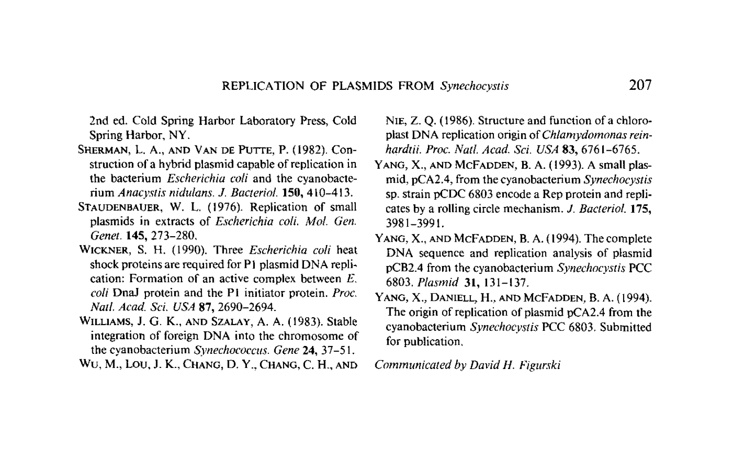2nd ed. Cold Spring Harbor Laboratory Press, Cold Spring Harbor, NY.

SHERMAN, L. A., AND VAN DE PUTTE, P. (1982). Construction of a hybrid plasmid capable of replication in the bacterium *Escherichia coli* and the cyanobacterium *Anacystis nidulans*. *J. Bacteriol.* **150,** 410–413.

STAUDENBAUER, W. L. (1976). Replication of small plasmids in extracts of *Escherichia coli*. *Mol. Gen. Genet.* **145,** 273–280.

WICKNER, S. H. (1990). Three *Escherichia coli* heat shock proteins are required for P1 plasmid DNA replication: Formation of an active complex between *E. coli* DnaJ protein and the P1 initiator protein. *Proc. Natl. Acad. Sci. USA* **87,** 2690–2694.

WILLIAMS, J. G. K., AND SZALAY, A. A. (1983). Stable integration of foreign DNA into the chromosome of the cyanobacterium *Synechococcus*. *Gene* **24,** 37–51.

WU, M., LOU, J. K., CHANG, D. Y., CHANG, C. H., AND NIE, Z. Q. (1986). Structure and function of a chloroplast DNA replication origin of *Chlamydomonas reinhardtii*. *Proc. Natl. Acad. Sci. USA* **83,** 6761–6765.

YANG, X., AND MCFADDEN, B. A. (1993). A small plasmid, pCA2.4, from the cyanobacterium *Synechocystis* sp. strain pCDC 6803 encode a Rep protein and replicates by a rolling circle mechanism. *J. Bacteriol.* **175,** 3981–3991.

YANG, X., AND MCFADDEN, B. A. (1994). The complete DNA sequence and replication analysis of plasmid pCB2.4 from the cyanobacterium *Synechocystis* PCC 6803. *Plasmid* **31,** 131–137.

YANG, X., DANIELL, H., AND MCFADDEN, B. A. (1994). The origin of replication of plasmid pCA2.4 from the cyanobacterium *Synechocystis* PCC 6803. Submitted for publication.

*Communicated by David H. Figurski*